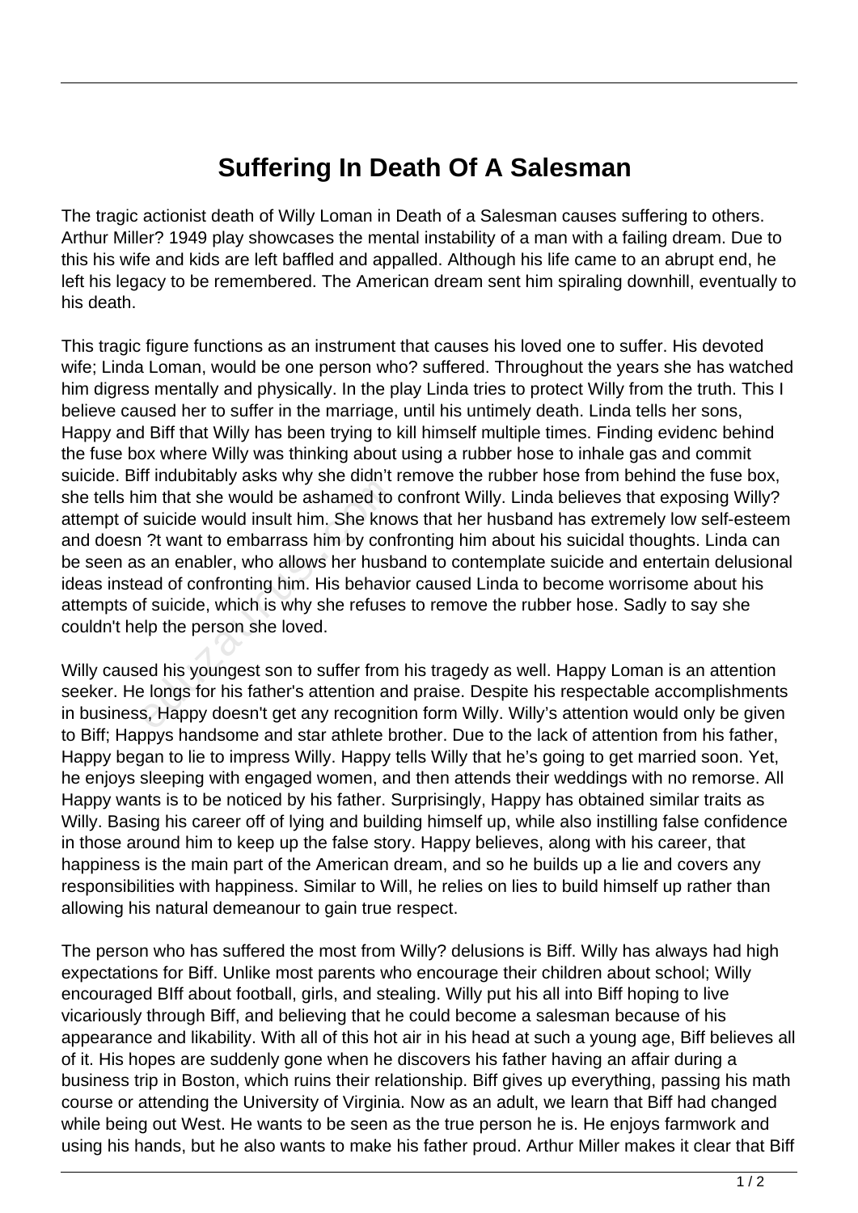# Suffering In Death Of A Salesman

The tragic actionist death of Willy Loman in Death of a Salesman causes suffering to others. Arthur Miller? 1949 play showcases the mental instability of a man with a failing dream. Due to this his wife and kids are left baffled and appalled. Although his life came to an abrupt end, he left his legacy to be remembered. The American dream sent him spiraling downhill, eventually to his death.

This tragic figure functions as an instrument that causes his loved one to suffer. His devoted wife; Linda Loman, would be one person who? suffered. Throughout the years she has watched him digress mentally and physically. In the play Linda tries to protect Willy from the truth. This I believe caused her to suffer in the marriage, until his untimely death. Linda tells her sons, Happy and Biff that Willy has been trying to kill himself multiple times. Finding evidenc behind the fuse box where Willy was thinking about using a rubber hose to inhale gas and commit suicide. Biff indubitably asks why she didn't remove the rubber hose from behind the fuse box, she tells him that she would be ashamed to confront Willy. Linda believes that exposing Willy? attempt of suicide would insult him. She knows that her husband has extremely low self-esteem and doesn ?t want to embarrass him by confronting him about his suicidal thoughts. Linda can be seen as an enabler, who allows her husband to contemplate suicide and entertain delusional ideas instead of confronting him. His behavior caused Linda to become worrisome about his attempts of suicide, which is why she refuses to remove the rubber hose. Sadly to say she couldn't help the person she loved.

Willy caused his youngest son to suffer from his tragedy as well. Happy Loman is an attention seeker. He longs for his father's attention and praise. Despite his respectable accomplishments in business, Happy doesn't get any recognition form Willy. Willy's attention would only be given to Biff; Happys handsome and star athlete brother. Due to the lack of attention from his father, Happy began to lie to impress Willy. Happy tells Willy that he's going to get married soon. Yet, he enjoys sleeping with engaged women, and then attends their weddings with no remorse. All Happy wants is to be noticed by his father. Surprisingly, Happy has obtained similar traits as Willy. Basing his career off of lying and building himself up, while also instilling false confidence in those around him to keep up the false story. Happy believes, along with his career, that happiness is the main part of the American dream, and so he builds up a lie and covers any responsibilities with happiness. Similar to Will, he relies on lies to build himself up rather than allowing his natural demeanour to gain true respect.

The person who has suffered the most from Willy? delusions is Biff. Willy has always had high expectations for Biff. Unlike most parents who encourage their children about school; Willy encouraged BIff about football, girls, and stealing. Willy put his all into Biff hoping to live vicariously through Biff, and believing that he could become a salesman because of his appearance and likability. With all of this hot air in his head at such a young age, Biff believes all of it. His hopes are suddenly gone when he discovers his father having an affair during a business trip in Boston, which ruins their relationship. Biff gives up everything, passing his math course or attending the University of Virginia. Now as an adult, we learn that Biff had changed while being out West. He wants to be seen as the true person he is. He enjoys farmwork and using his hands, but he also wants to make his father proud. Arthur Miller makes it clear that Biff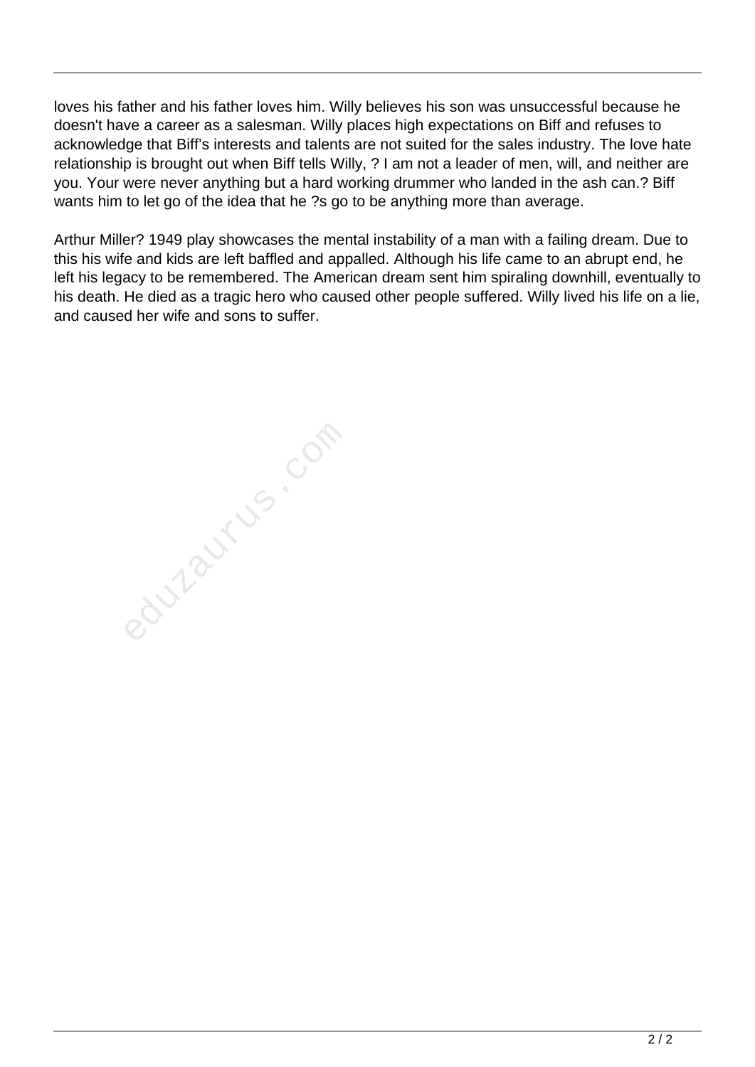loves his father and his father loves him. Willy believes his son was unsuccessful because he doesn't have a career as a salesman. Willy places high expectations on Biff and refuses to acknowledge that Biff's interests and talents are not suited for the sales industry. The love hate relationship is brought out when Biff tells Willy, ? I am not a leader of men, will, and neither are you. Your were never anything but a hard working drummer who landed in the ash can.? Biff wants him to let go of the idea that he ?s go to be anything more than average.

Arthur Miller? 1949 play showcases the mental instability of a man with a failing dream. Due to this his wife and kids are left baffled and appalled. Although his life came to an abrupt end, he left his legacy to be remembered. The American dream sent him spiraling downhill, eventually to his death. He died as a tragic hero who caused other people suffered. Willy lived his life on a lie, and caused her wife and sons to suffer.